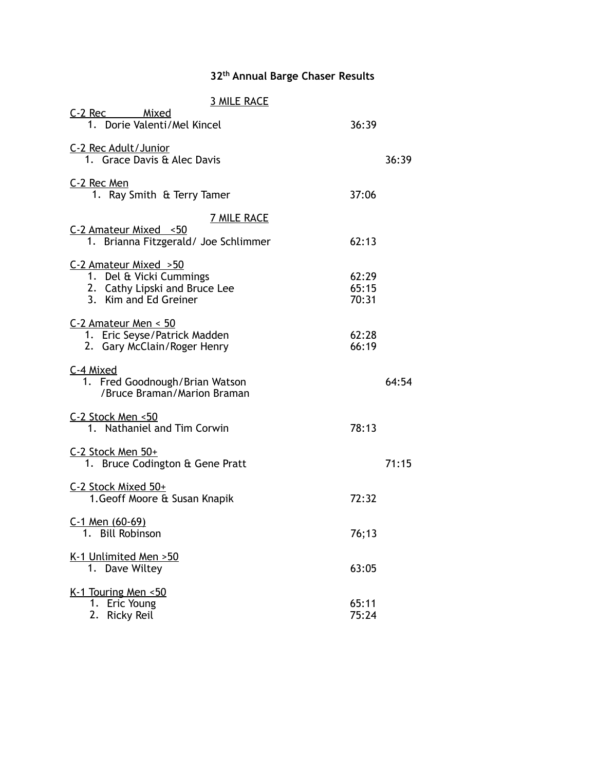# 32th Annual Barge Chaser Results

## 3 MILE RACE

C-2 Rec Mixed

1. Dorie Valenti/Mel Kincel 36:39

C-2 Rec Adult/Junior

1. Grace Davis & Alec Davis 36:39

C-2 Rec Men

1. Ray Smith & Terry Tamer 37:06

## 7 MILE RACE

C-2 Amateur Mixed <50

1. Brianna Fitzgerald/ Joe Schlimmer 62:13

C-2 Amateur Mixed >50

1. Del & Vicki Cummings 62:29
2. Cathy Lipski and Bruce Lee 65:15
3. Kim and Ed Greiner 70:31

C-2 Amateur Men < 50

1. Eric Seyse/Patrick Madden 62:28
2. Gary McClain/Roger Henry 66:19

C-4 Mixed

1. Fred Goodnough/Brian Watson /Bruce Braman/Marion Braman 64:54

C-2 Stock Men <50

1. Nathaniel and Tim Corwin 78:13

C-2 Stock Men 50+

1. Bruce Codington & Gene Pratt 71:15

C-2 Stock Mixed 50+

1. Geoff Moore & Susan Knapik 72:32

C-1 Men (60-69)

1. Bill Robinson 76;13

K-1 Unlimited Men >50

1. Dave Wiltey 63:05

K-1 Touring Men <50

1. Eric Young 65:11
2. Ricky Reil 75:24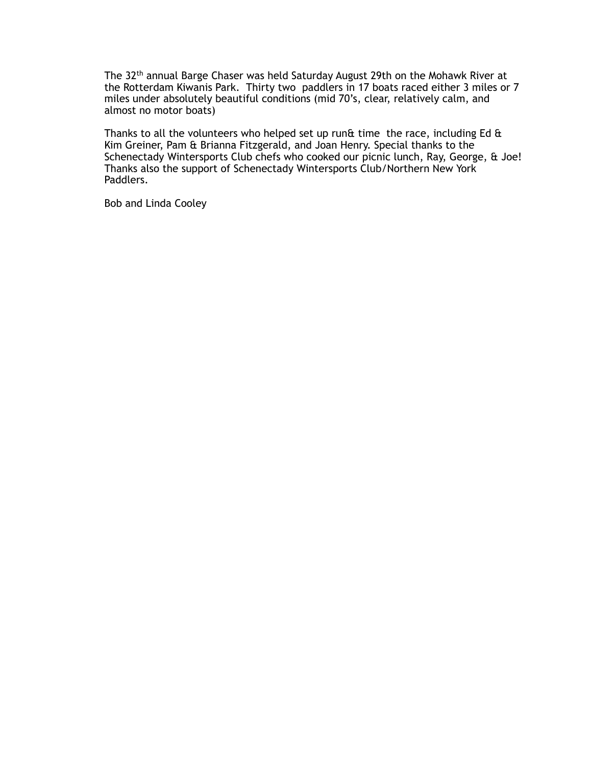The 32nd annual Barge Chaser was held Saturday August 29th on the Mohawk River at the Rotterdam Kiwanis Park. Thirty two paddlers in 17 boats raced either 3 miles or 7 miles under absolutely beautiful conditions (mid 70's, clear, relatively calm, and almost no motor boats)

Thanks to all the volunteers who helped set up run& time the race, including Ed & Kim Greiner, Pam & Brianna Fitzgerald, and Joan Henry. Special thanks to the Schenectady Wintersports Club chefs who cooked our picnic lunch, Ray, George, & Joe! Thanks also the support of Schenectady Wintersports Club/Northern New York Paddlers.

Bob and Linda Cooley